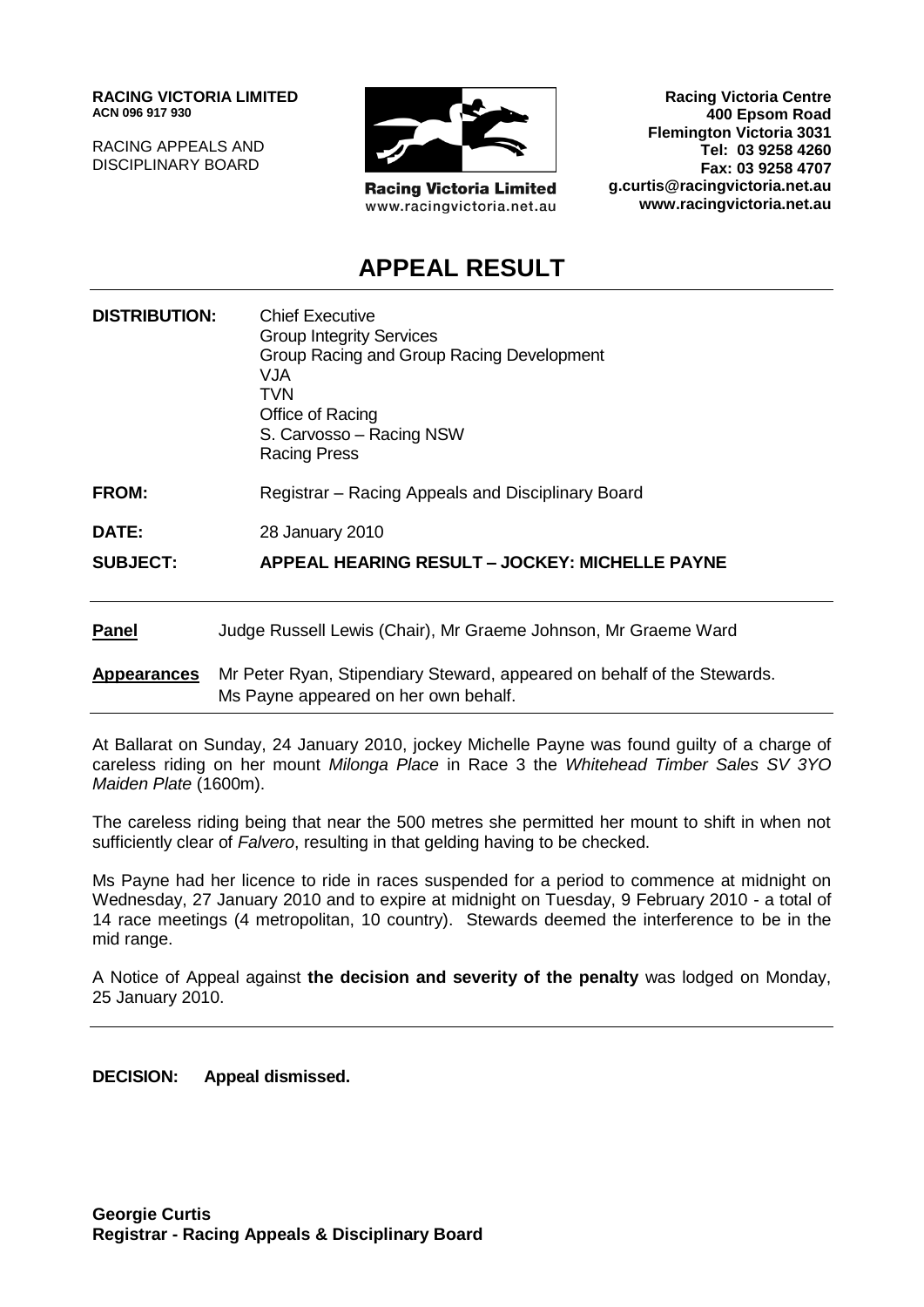**RACING VICTORIA LIMITED**
**ACN 096 917 930**

RACING APPEALS AND
DISCIPLINARY BOARD

**Racing Victoria Limited**
www.racingvictoria.net.au

**Racing Victoria Centre**
**400 Epsom Road**
**Flemington Victoria 3031**
**Tel: 03 9258 4260**
**Fax: 03 9258 4707**
**g.curtis@racingvictoria.net.au**
**www.racingvictoria.net.au**

# APPEAL RESULT

**DISTRIBUTION:** Chief Executive
Group Integrity Services
Group Racing and Group Racing Development
VJA
TVN
Office of Racing
S. Carvosso – Racing NSW
Racing Press

**FROM:** Registrar – Racing Appeals and Disciplinary Board

**DATE:** 28 January 2010

**SUBJECT:** **APPEAL HEARING RESULT – JOCKEY: MICHELLE PAYNE**

**Panel** Judge Russell Lewis (Chair), Mr Graeme Johnson, Mr Graeme Ward

**Appearances** Mr Peter Ryan, Stipendiary Steward, appeared on behalf of the Stewards. Ms Payne appeared on her own behalf.

At Ballarat on Sunday, 24 January 2010, jockey Michelle Payne was found guilty of a charge of careless riding on her mount *Milonga Place* in Race 3 the *Whitehead Timber Sales SV 3YO Maiden Plate* (1600m).

The careless riding being that near the 500 metres she permitted her mount to shift in when not sufficiently clear of *Falvero*, resulting in that gelding having to be checked.

Ms Payne had her licence to ride in races suspended for a period to commence at midnight on Wednesday, 27 January 2010 and to expire at midnight on Tuesday, 9 February 2010 - a total of 14 race meetings (4 metropolitan, 10 country). Stewards deemed the interference to be in the mid range.

A Notice of Appeal against **the decision and severity of the penalty** was lodged on Monday, 25 January 2010.

**DECISION: Appeal dismissed.**

**Georgie Curtis**
**Registrar - Racing Appeals & Disciplinary Board**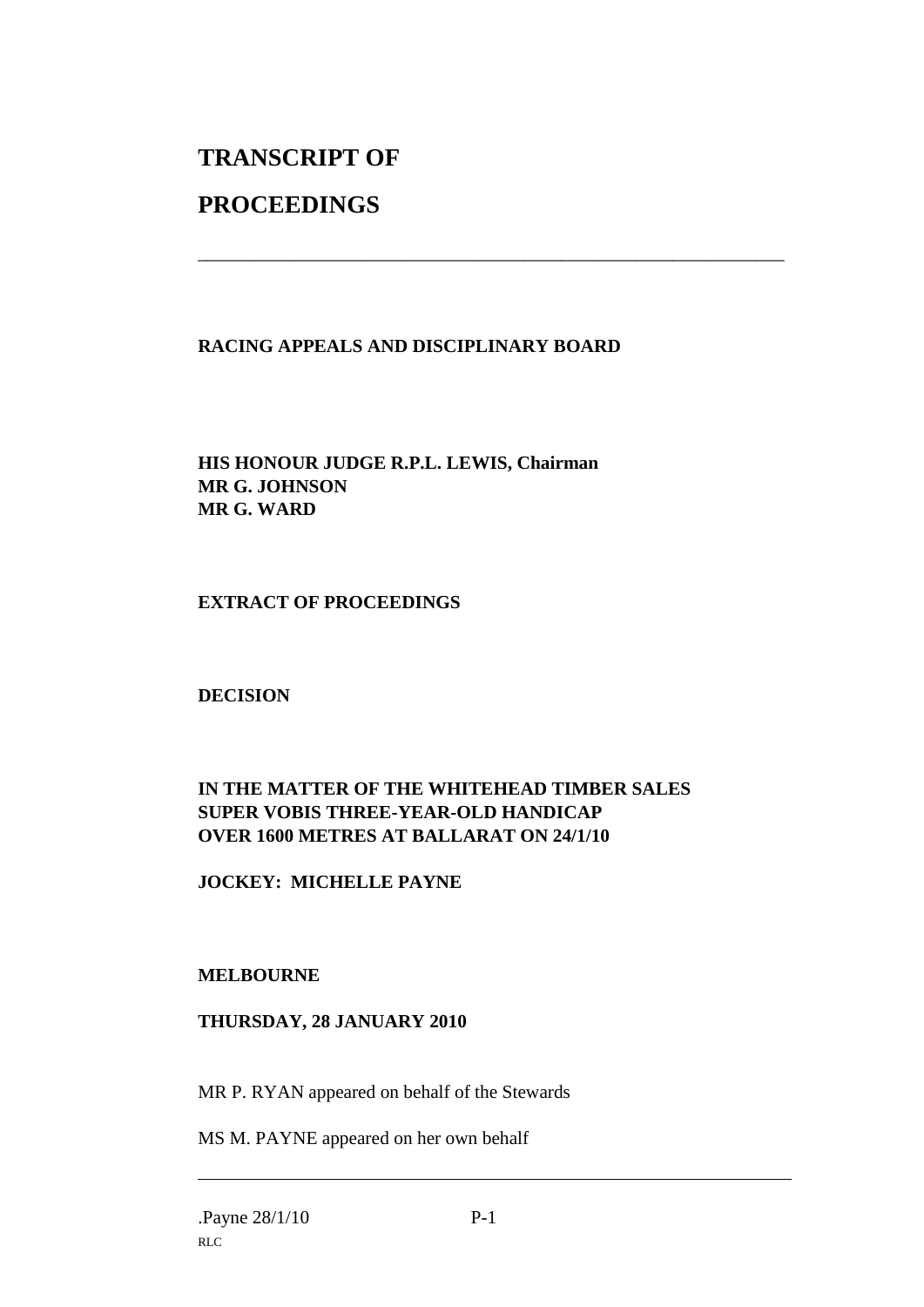# TRANSCRIPT OF

# PROCEEDINGS

---

**RACING APPEALS AND DISCIPLINARY BOARD**

**HIS HONOUR JUDGE R.P.L. LEWIS, Chairman**
**MR G. JOHNSON**
**MR G. WARD**

**EXTRACT OF PROCEEDINGS**

**DECISION**

**IN THE MATTER OF THE WHITEHEAD TIMBER SALES SUPER VOBIS THREE-YEAR-OLD HANDICAP OVER 1600 METRES AT BALLARAT ON 24/1/10**

**JOCKEY: MICHELLE PAYNE**

**MELBOURNE**

**THURSDAY, 28 JANUARY 2010**

MR P. RYAN appeared on behalf of the Stewards

MS M. PAYNE appeared on her own behalf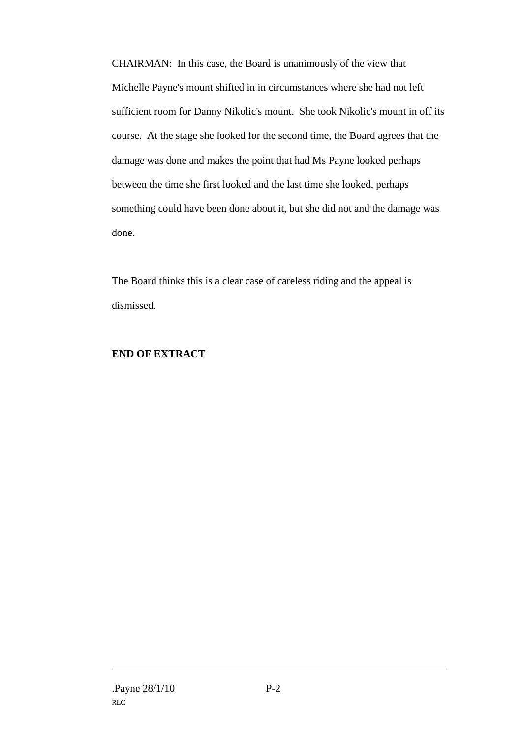CHAIRMAN: In this case, the Board is unanimously of the view that Michelle Payne's mount shifted in in circumstances where she had not left sufficient room for Danny Nikolic's mount. She took Nikolic's mount in off its course. At the stage she looked for the second time, the Board agrees that the damage was done and makes the point that had Ms Payne looked perhaps between the time she first looked and the last time she looked, perhaps something could have been done about it, but she did not and the damage was done.

The Board thinks this is a clear case of careless riding and the appeal is dismissed.

**END OF EXTRACT**